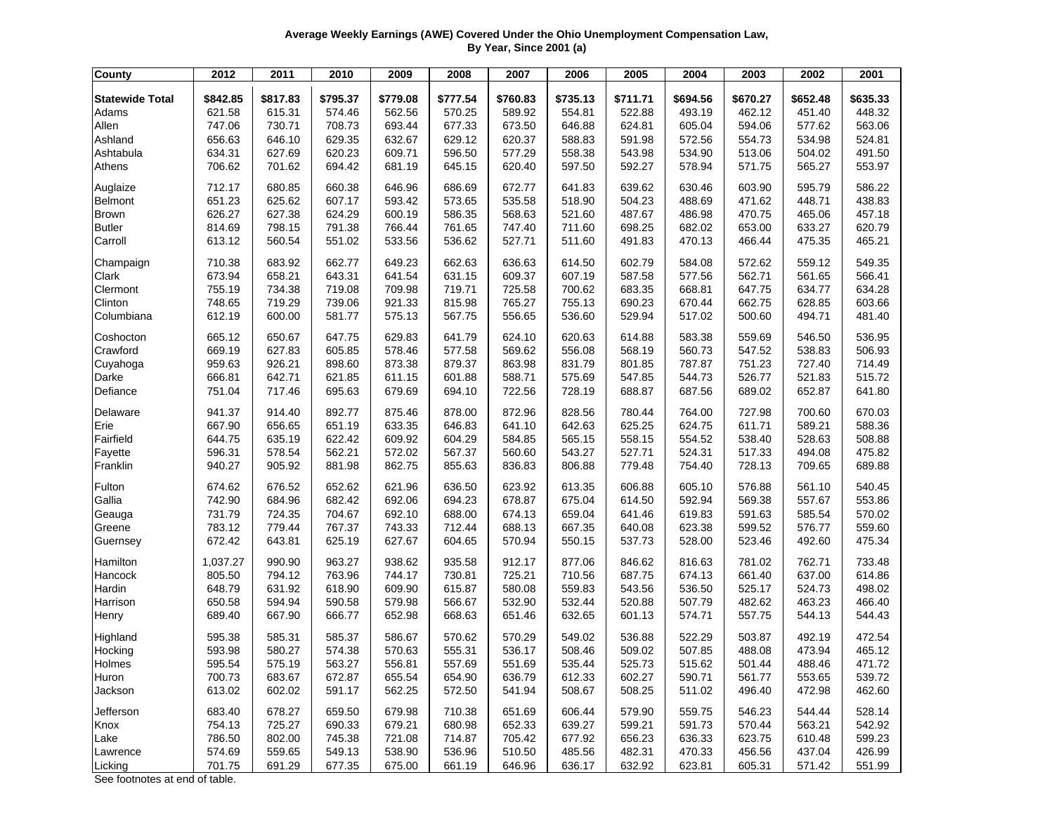**Average Weekly Earnings (AWE) Covered Under the Ohio Unemployment Compensation Law, By Year, Since 2001 (a)**

| County | 2012 | 2011 | 2010 | 2009 | 2008 | 2007 | 2006 | 2005 | 2004 | 2003 | 2002 | 2001 |
|---|---|---|---|---|---|---|---|---|---|---|---|---|
| **Statewide Total** | **$842.85** | **$817.83** | **$795.37** | **$779.08** | **$777.54** | **$760.83** | **$735.13** | **$711.71** | **$694.56** | **$670.27** | **$652.48** | **$635.33** |
| Adams | 621.58 | 615.31 | 574.46 | 562.56 | 570.25 | 589.92 | 554.81 | 522.88 | 493.19 | 462.12 | 451.40 | 448.32 |
| Allen | 747.06 | 730.71 | 708.73 | 693.44 | 677.33 | 673.50 | 646.88 | 624.81 | 605.04 | 594.06 | 577.62 | 563.06 |
| Ashland | 656.63 | 646.10 | 629.35 | 632.67 | 629.12 | 620.37 | 588.83 | 591.98 | 572.56 | 554.73 | 534.98 | 524.81 |
| Ashtabula | 634.31 | 627.69 | 620.23 | 609.71 | 596.50 | 577.29 | 558.38 | 543.98 | 534.90 | 513.06 | 504.02 | 491.50 |
| Athens | 706.62 | 701.62 | 694.42 | 681.19 | 645.15 | 620.40 | 597.50 | 592.27 | 578.94 | 571.75 | 565.27 | 553.97 |
| Auglaize | 712.17 | 680.85 | 660.38 | 646.96 | 686.69 | 672.77 | 641.83 | 639.62 | 630.46 | 603.90 | 595.79 | 586.22 |
| Belmont | 651.23 | 625.62 | 607.17 | 593.42 | 573.65 | 535.58 | 518.90 | 504.23 | 488.69 | 471.62 | 448.71 | 438.83 |
| Brown | 626.27 | 627.38 | 624.29 | 600.19 | 586.35 | 568.63 | 521.60 | 487.67 | 486.98 | 470.75 | 465.06 | 457.18 |
| Butler | 814.69 | 798.15 | 791.38 | 766.44 | 761.65 | 747.40 | 711.60 | 698.25 | 682.02 | 653.00 | 633.27 | 620.79 |
| Carroll | 613.12 | 560.54 | 551.02 | 533.56 | 536.62 | 527.71 | 511.60 | 491.83 | 470.13 | 466.44 | 475.35 | 465.21 |
| Champaign | 710.38 | 683.92 | 662.77 | 649.23 | 662.63 | 636.63 | 614.50 | 602.79 | 584.08 | 572.62 | 559.12 | 549.35 |
| Clark | 673.94 | 658.21 | 643.31 | 641.54 | 631.15 | 609.37 | 607.19 | 587.58 | 577.56 | 562.71 | 561.65 | 566.41 |
| Clermont | 755.19 | 734.38 | 719.08 | 709.98 | 719.71 | 725.58 | 700.62 | 683.35 | 668.81 | 647.75 | 634.77 | 634.28 |
| Clinton | 748.65 | 719.29 | 739.06 | 921.33 | 815.98 | 765.27 | 755.13 | 690.23 | 670.44 | 662.75 | 628.85 | 603.66 |
| Columbiana | 612.19 | 600.00 | 581.77 | 575.13 | 567.75 | 556.65 | 536.60 | 529.94 | 517.02 | 500.60 | 494.71 | 481.40 |
| Coshocton | 665.12 | 650.67 | 647.75 | 629.83 | 641.79 | 624.10 | 620.63 | 614.88 | 583.38 | 559.69 | 546.50 | 536.95 |
| Crawford | 669.19 | 627.83 | 605.85 | 578.46 | 577.58 | 569.62 | 556.08 | 568.19 | 560.73 | 547.52 | 538.83 | 506.93 |
| Cuyahoga | 959.63 | 926.21 | 898.60 | 873.38 | 879.37 | 863.98 | 831.79 | 801.85 | 787.87 | 751.23 | 727.40 | 714.49 |
| Darke | 666.81 | 642.71 | 621.85 | 611.15 | 601.88 | 588.71 | 575.69 | 547.85 | 544.73 | 526.77 | 521.83 | 515.72 |
| Defiance | 751.04 | 717.46 | 695.63 | 679.69 | 694.10 | 722.56 | 728.19 | 688.87 | 687.56 | 689.02 | 652.87 | 641.80 |
| Delaware | 941.37 | 914.40 | 892.77 | 875.46 | 878.00 | 872.96 | 828.56 | 780.44 | 764.00 | 727.98 | 700.60 | 670.03 |
| Erie | 667.90 | 656.65 | 651.19 | 633.35 | 646.83 | 641.10 | 642.63 | 625.25 | 624.75 | 611.71 | 589.21 | 588.36 |
| Fairfield | 644.75 | 635.19 | 622.42 | 609.92 | 604.29 | 584.85 | 565.15 | 558.15 | 554.52 | 538.40 | 528.63 | 508.88 |
| Fayette | 596.31 | 578.54 | 562.21 | 572.02 | 567.37 | 560.60 | 543.27 | 527.71 | 524.31 | 517.33 | 494.08 | 475.82 |
| Franklin | 940.27 | 905.92 | 881.98 | 862.75 | 855.63 | 836.83 | 806.88 | 779.48 | 754.40 | 728.13 | 709.65 | 689.88 |
| Fulton | 674.62 | 676.52 | 652.62 | 621.96 | 636.50 | 623.92 | 613.35 | 606.88 | 605.10 | 576.88 | 561.10 | 540.45 |
| Gallia | 742.90 | 684.96 | 682.42 | 692.06 | 694.23 | 678.87 | 675.04 | 614.50 | 592.94 | 569.38 | 557.67 | 553.86 |
| Geauga | 731.79 | 724.35 | 704.67 | 692.10 | 688.00 | 674.13 | 659.04 | 641.46 | 619.83 | 591.63 | 585.54 | 570.02 |
| Greene | 783.12 | 779.44 | 767.37 | 743.33 | 712.44 | 688.13 | 667.35 | 640.08 | 623.38 | 599.52 | 576.77 | 559.60 |
| Guernsey | 672.42 | 643.81 | 625.19 | 627.67 | 604.65 | 570.94 | 550.15 | 537.73 | 528.00 | 523.46 | 492.60 | 475.34 |
| Hamilton | 1,037.27 | 990.90 | 963.27 | 938.62 | 935.58 | 912.17 | 877.06 | 846.62 | 816.63 | 781.02 | 762.71 | 733.48 |
| Hancock | 805.50 | 794.12 | 763.96 | 744.17 | 730.81 | 725.21 | 710.56 | 687.75 | 674.13 | 661.40 | 637.00 | 614.86 |
| Hardin | 648.79 | 631.92 | 618.90 | 609.90 | 615.87 | 580.08 | 559.83 | 543.56 | 536.50 | 525.17 | 524.73 | 498.02 |
| Harrison | 650.58 | 594.94 | 590.58 | 579.98 | 566.67 | 532.90 | 532.44 | 520.88 | 507.79 | 482.62 | 463.23 | 466.40 |
| Henry | 689.40 | 667.90 | 666.77 | 652.98 | 668.63 | 651.46 | 632.65 | 601.13 | 574.71 | 557.75 | 544.13 | 544.43 |
| Highland | 595.38 | 585.31 | 585.37 | 586.67 | 570.62 | 570.29 | 549.02 | 536.88 | 522.29 | 503.87 | 492.19 | 472.54 |
| Hocking | 593.98 | 580.27 | 574.38 | 570.63 | 555.31 | 536.17 | 508.46 | 509.02 | 507.85 | 488.08 | 473.94 | 465.12 |
| Holmes | 595.54 | 575.19 | 563.27 | 556.81 | 557.69 | 551.69 | 535.44 | 525.73 | 515.62 | 501.44 | 488.46 | 471.72 |
| Huron | 700.73 | 683.67 | 672.87 | 655.54 | 654.90 | 636.79 | 612.33 | 602.27 | 590.71 | 561.77 | 553.65 | 539.72 |
| Jackson | 613.02 | 602.02 | 591.17 | 562.25 | 572.50 | 541.94 | 508.67 | 508.25 | 511.02 | 496.40 | 472.98 | 462.60 |
| Jefferson | 683.40 | 678.27 | 659.50 | 679.98 | 710.38 | 651.69 | 606.44 | 579.90 | 559.75 | 546.23 | 544.44 | 528.14 |
| Knox | 754.13 | 725.27 | 690.33 | 679.21 | 680.98 | 652.33 | 639.27 | 599.21 | 591.73 | 570.44 | 563.21 | 542.92 |
| Lake | 786.50 | 802.00 | 745.38 | 721.08 | 714.87 | 705.42 | 677.92 | 656.23 | 636.33 | 623.75 | 610.48 | 599.23 |
| Lawrence | 574.69 | 559.65 | 549.13 | 538.90 | 536.96 | 510.50 | 485.56 | 482.31 | 470.33 | 456.56 | 437.04 | 426.99 |
| Licking | 701.75 | 691.29 | 677.35 | 675.00 | 661.19 | 646.96 | 636.17 | 632.92 | 623.81 | 605.31 | 571.42 | 551.99 |

See footnotes at end of table.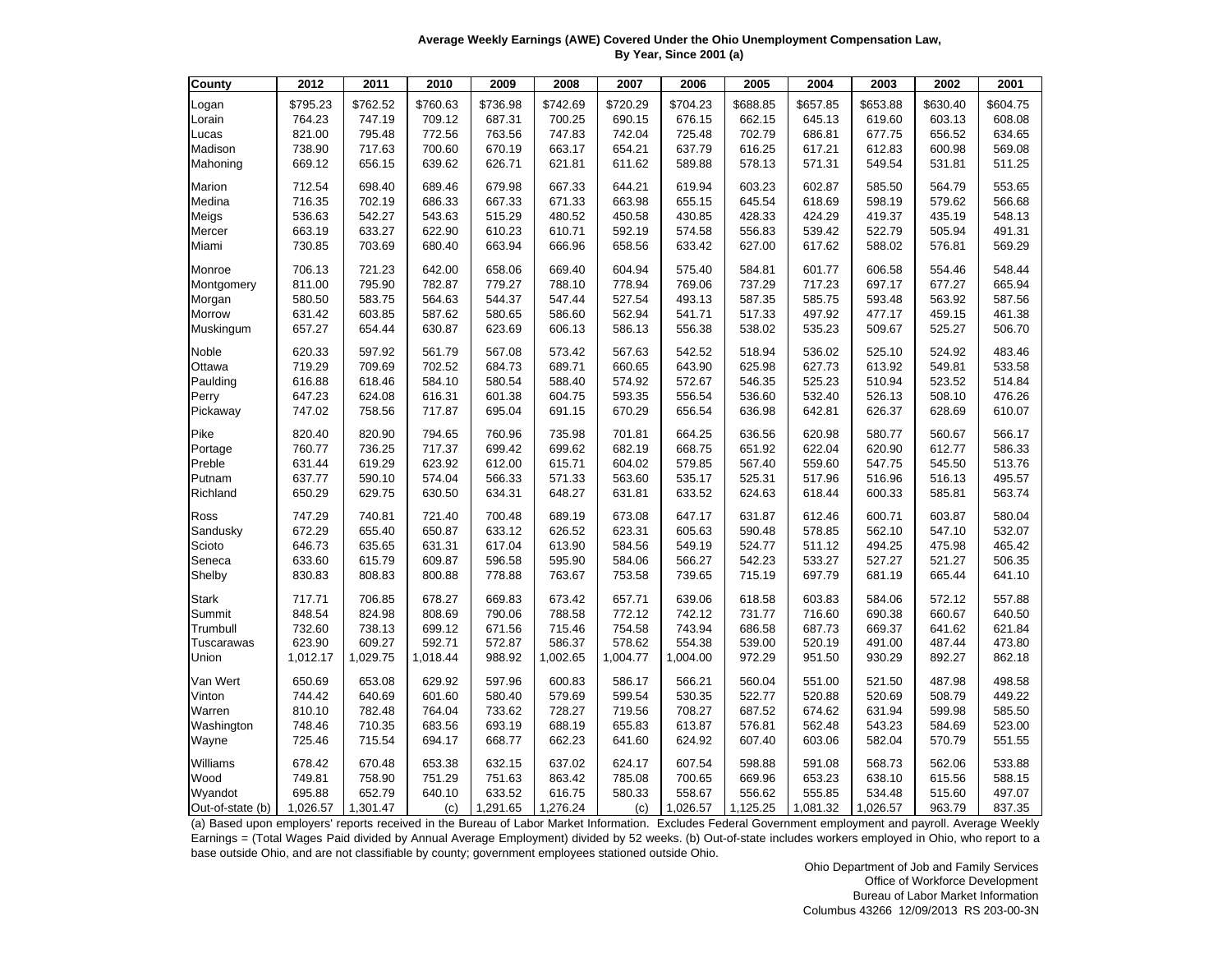**Average Weekly Earnings (AWE) Covered Under the Ohio Unemployment Compensation Law, By Year, Since 2001 (a)**

| County | 2012 | 2011 | 2010 | 2009 | 2008 | 2007 | 2006 | 2005 | 2004 | 2003 | 2002 | 2001 |
|---|---|---|---|---|---|---|---|---|---|---|---|---|
| Logan | $795.23 | $762.52 | $760.63 | $736.98 | $742.69 | $720.29 | $704.23 | $688.85 | $657.85 | $653.88 | $630.40 | $604.75 |
| Lorain | 764.23 | 747.19 | 709.12 | 687.31 | 700.25 | 690.15 | 676.15 | 662.15 | 645.13 | 619.60 | 603.13 | 608.08 |
| Lucas | 821.00 | 795.48 | 772.56 | 763.56 | 747.83 | 742.04 | 725.48 | 702.79 | 686.81 | 677.75 | 656.52 | 634.65 |
| Madison | 738.90 | 717.63 | 700.60 | 670.19 | 663.17 | 654.21 | 637.79 | 616.25 | 617.21 | 612.83 | 600.98 | 569.08 |
| Mahoning | 669.12 | 656.15 | 639.62 | 626.71 | 621.81 | 611.62 | 589.88 | 578.13 | 571.31 | 549.54 | 531.81 | 511.25 |
| Marion | 712.54 | 698.40 | 689.46 | 679.98 | 667.33 | 644.21 | 619.94 | 603.23 | 602.87 | 585.50 | 564.79 | 553.65 |
| Medina | 716.35 | 702.19 | 686.33 | 667.33 | 671.33 | 663.98 | 655.15 | 645.54 | 618.69 | 598.19 | 579.62 | 566.68 |
| Meigs | 536.63 | 542.27 | 543.63 | 515.29 | 480.52 | 450.58 | 430.85 | 428.33 | 424.29 | 419.37 | 435.19 | 548.13 |
| Mercer | 663.19 | 633.27 | 622.90 | 610.23 | 610.71 | 592.19 | 574.58 | 556.83 | 539.42 | 522.79 | 505.94 | 491.31 |
| Miami | 730.85 | 703.69 | 680.40 | 663.94 | 666.96 | 658.56 | 633.42 | 627.00 | 617.62 | 588.02 | 576.81 | 569.29 |
| Monroe | 706.13 | 721.23 | 642.00 | 658.06 | 669.40 | 604.94 | 575.40 | 584.81 | 601.77 | 606.58 | 554.46 | 548.44 |
| Montgomery | 811.00 | 795.90 | 782.87 | 779.27 | 788.10 | 778.94 | 769.06 | 737.29 | 717.23 | 697.17 | 677.27 | 665.94 |
| Morgan | 580.50 | 583.75 | 564.63 | 544.37 | 547.44 | 527.54 | 493.13 | 587.35 | 585.75 | 593.48 | 563.92 | 587.56 |
| Morrow | 631.42 | 603.85 | 587.62 | 580.65 | 586.60 | 562.94 | 541.71 | 517.33 | 497.92 | 477.17 | 459.15 | 461.38 |
| Muskingum | 657.27 | 654.44 | 630.87 | 623.69 | 606.13 | 586.13 | 556.38 | 538.02 | 535.23 | 509.67 | 525.27 | 506.70 |
| Noble | 620.33 | 597.92 | 561.79 | 567.08 | 573.42 | 567.63 | 542.52 | 518.94 | 536.02 | 525.10 | 524.92 | 483.46 |
| Ottawa | 719.29 | 709.69 | 702.52 | 684.73 | 689.71 | 660.65 | 643.90 | 625.98 | 627.73 | 613.92 | 549.81 | 533.58 |
| Paulding | 616.88 | 618.46 | 584.10 | 580.54 | 588.40 | 574.92 | 572.67 | 546.35 | 525.23 | 510.94 | 523.52 | 514.84 |
| Perry | 647.23 | 624.08 | 616.31 | 601.38 | 604.75 | 593.35 | 556.54 | 536.60 | 532.40 | 526.13 | 508.10 | 476.26 |
| Pickaway | 747.02 | 758.56 | 717.87 | 695.04 | 691.15 | 670.29 | 656.54 | 636.98 | 642.81 | 626.37 | 628.69 | 610.07 |
| Pike | 820.40 | 820.90 | 794.65 | 760.96 | 735.98 | 701.81 | 664.25 | 636.56 | 620.98 | 580.77 | 560.67 | 566.17 |
| Portage | 760.77 | 736.25 | 717.37 | 699.42 | 699.62 | 682.19 | 668.75 | 651.92 | 622.04 | 620.90 | 612.77 | 586.33 |
| Preble | 631.44 | 619.29 | 623.92 | 612.00 | 615.71 | 604.02 | 579.85 | 567.40 | 559.60 | 547.75 | 545.50 | 513.76 |
| Putnam | 637.77 | 590.10 | 574.04 | 566.33 | 571.33 | 563.60 | 535.17 | 525.31 | 517.96 | 516.96 | 516.13 | 495.57 |
| Richland | 650.29 | 629.75 | 630.50 | 634.31 | 648.27 | 631.81 | 633.52 | 624.63 | 618.44 | 600.33 | 585.81 | 563.74 |
| Ross | 747.29 | 740.81 | 721.40 | 700.48 | 689.19 | 673.08 | 647.17 | 631.87 | 612.46 | 600.71 | 603.87 | 580.04 |
| Sandusky | 672.29 | 655.40 | 650.87 | 633.12 | 626.52 | 623.31 | 605.63 | 590.48 | 578.85 | 562.10 | 547.10 | 532.07 |
| Scioto | 646.73 | 635.65 | 631.31 | 617.04 | 613.90 | 584.56 | 549.19 | 524.77 | 511.12 | 494.25 | 475.98 | 465.42 |
| Seneca | 633.60 | 615.79 | 609.87 | 596.58 | 595.90 | 584.06 | 566.27 | 542.23 | 533.27 | 527.27 | 521.27 | 506.35 |
| Shelby | 830.83 | 808.83 | 800.88 | 778.88 | 763.67 | 753.58 | 739.65 | 715.19 | 697.79 | 681.19 | 665.44 | 641.10 |
| Stark | 717.71 | 706.85 | 678.27 | 669.83 | 673.42 | 657.71 | 639.06 | 618.58 | 603.83 | 584.06 | 572.12 | 557.88 |
| Summit | 848.54 | 824.98 | 808.69 | 790.06 | 788.58 | 772.12 | 742.12 | 731.77 | 716.60 | 690.38 | 660.67 | 640.50 |
| Trumbull | 732.60 | 738.13 | 699.12 | 671.56 | 715.46 | 754.58 | 743.94 | 686.58 | 687.73 | 669.37 | 641.62 | 621.84 |
| Tuscarawas | 623.90 | 609.27 | 592.71 | 572.87 | 586.37 | 578.62 | 554.38 | 539.00 | 520.19 | 491.00 | 487.44 | 473.80 |
| Union | 1,012.17 | 1,029.75 | 1,018.44 | 988.92 | 1,002.65 | 1,004.77 | 1,004.00 | 972.29 | 951.50 | 930.29 | 892.27 | 862.18 |
| Van Wert | 650.69 | 653.08 | 629.92 | 597.96 | 600.83 | 586.17 | 566.21 | 560.04 | 551.00 | 521.50 | 487.98 | 498.58 |
| Vinton | 744.42 | 640.69 | 601.60 | 580.40 | 579.69 | 599.54 | 530.35 | 522.77 | 520.88 | 520.69 | 508.79 | 449.22 |
| Warren | 810.10 | 782.48 | 764.04 | 733.62 | 728.27 | 719.56 | 708.27 | 687.52 | 674.62 | 631.94 | 599.98 | 585.50 |
| Washington | 748.46 | 710.35 | 683.56 | 693.19 | 688.19 | 655.83 | 613.87 | 576.81 | 562.48 | 543.23 | 584.69 | 523.00 |
| Wayne | 725.46 | 715.54 | 694.17 | 668.77 | 662.23 | 641.60 | 624.92 | 607.40 | 603.06 | 582.04 | 570.79 | 551.55 |
| Williams | 678.42 | 670.48 | 653.38 | 632.15 | 637.02 | 624.17 | 607.54 | 598.88 | 591.08 | 568.73 | 562.06 | 533.88 |
| Wood | 749.81 | 758.90 | 751.29 | 751.63 | 863.42 | 785.08 | 700.65 | 669.96 | 653.23 | 638.10 | 615.56 | 588.15 |
| Wyandot | 695.88 | 652.79 | 640.10 | 633.52 | 616.75 | 580.33 | 558.67 | 556.62 | 555.85 | 534.48 | 515.60 | 497.07 |
| Out-of-state (b) | 1,026.57 | 1,301.47 | (c) | 1,291.65 | 1,276.24 | (c) | 1,026.57 | 1,125.25 | 1,081.32 | 1,026.57 | 963.79 | 837.35 |

(a) Based upon employers' reports received in the Bureau of Labor Market Information. Excludes Federal Government employment and payroll. Average Weekly Earnings = (Total Wages Paid divided by Annual Average Employment) divided by 52 weeks. (b) Out-of-state includes workers employed in Ohio, who report to a base outside Ohio, and are not classifiable by county; government employees stationed outside Ohio.

Ohio Department of Job and Family Services
Office of Workforce Development
Bureau of Labor Market Information
Columbus 43266 12/09/2013 RS 203-00-3N